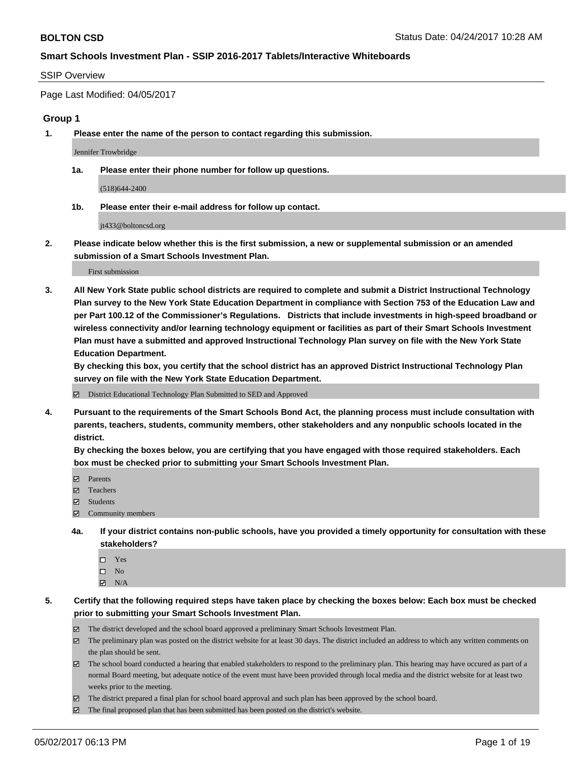**BOLTON CSD** Status Date: 04/24/2017 10:28 AM

## Smart Schools Investment Plan - SSIP 2016-2017 Tablets/Interactive Whiteboards

SSIP Overview

Page Last Modified: 04/05/2017

### Group 1

**1. Please enter the name of the person to contact regarding this submission.**

Jennifer Trowbridge

**1a. Please enter their phone number for follow up questions.**

(518)644-2400

**1b. Please enter their e-mail address for follow up contact.**

jt433@boltoncsd.org

**2. Please indicate below whether this is the first submission, a new or supplemental submission or an amended submission of a Smart Schools Investment Plan.**

First submission

**3. All New York State public school districts are required to complete and submit a District Instructional Technology Plan survey to the New York State Education Department in compliance with Section 753 of the Education Law and per Part 100.12 of the Commissioner's Regulations. Districts that include investments in high-speed broadband or wireless connectivity and/or learning technology equipment or facilities as part of their Smart Schools Investment Plan must have a submitted and approved Instructional Technology Plan survey on file with the New York State Education Department.**
**By checking this box, you certify that the school district has an approved District Instructional Technology Plan survey on file with the New York State Education Department.**

☑ District Educational Technology Plan Submitted to SED and Approved

**4. Pursuant to the requirements of the Smart Schools Bond Act, the planning process must include consultation with parents, teachers, students, community members, other stakeholders and any nonpublic schools located in the district.**
**By checking the boxes below, you are certifying that you have engaged with those required stakeholders. Each box must be checked prior to submitting your Smart Schools Investment Plan.**

☑ Parents
☑ Teachers
☑ Students
☑ Community members

**4a. If your district contains non-public schools, have you provided a timely opportunity for consultation with these stakeholders?**

☐ Yes
☐ No
☑ N/A

**5. Certify that the following required steps have taken place by checking the boxes below: Each box must be checked prior to submitting your Smart Schools Investment Plan.**

☑ The district developed and the school board approved a preliminary Smart Schools Investment Plan.
☑ The preliminary plan was posted on the district website for at least 30 days. The district included an address to which any written comments on the plan should be sent.
☑ The school board conducted a hearing that enabled stakeholders to respond to the preliminary plan. This hearing may have occured as part of a normal Board meeting, but adequate notice of the event must have been provided through local media and the district website for at least two weeks prior to the meeting.
☑ The district prepared a final plan for school board approval and such plan has been approved by the school board.
☑ The final proposed plan that has been submitted has been posted on the district's website.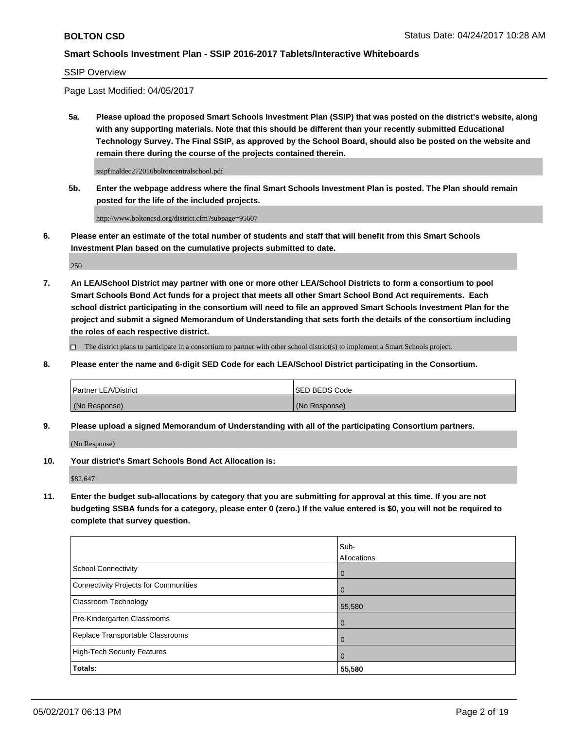SSIP Overview

Page Last Modified: 04/05/2017

**5a. Please upload the proposed Smart Schools Investment Plan (SSIP) that was posted on the district's website, along with any supporting materials. Note that this should be different than your recently submitted Educational Technology Survey. The Final SSIP, as approved by the School Board, should also be posted on the website and remain there during the course of the projects contained therein.**

ssipfinaldec272016boltoncentralschool.pdf

**5b. Enter the webpage address where the final Smart Schools Investment Plan is posted. The Plan should remain posted for the life of the included projects.**

http://www.boltoncsd.org/district.cfm?subpage=95607

**6. Please enter an estimate of the total number of students and staff that will benefit from this Smart Schools Investment Plan based on the cumulative projects submitted to date.**

250

**7. An LEA/School District may partner with one or more other LEA/School Districts to form a consortium to pool Smart Schools Bond Act funds for a project that meets all other Smart School Bond Act requirements. Each school district participating in the consortium will need to file an approved Smart Schools Investment Plan for the project and submit a signed Memorandum of Understanding that sets forth the details of the consortium including the roles of each respective district.**

☐ The district plans to participate in a consortium to partner with other school district(s) to implement a Smart Schools project.

**8. Please enter the name and 6-digit SED Code for each LEA/School District participating in the Consortium.**

| Partner LEA/District | SED BEDS Code |
|---|---|
| (No Response) | (No Response) |

**9. Please upload a signed Memorandum of Understanding with all of the participating Consortium partners.**

(No Response)

**10. Your district's Smart Schools Bond Act Allocation is:**

$82,647

**11. Enter the budget sub-allocations by category that you are submitting for approval at this time. If you are not budgeting SSBA funds for a category, please enter 0 (zero.) If the value entered is $0, you will not be required to complete that survey question.**

| | Sub-Allocations |
|---|---|
| School Connectivity | 0 |
| Connectivity Projects for Communities | 0 |
| Classroom Technology | 55,580 |
| Pre-Kindergarten Classrooms | 0 |
| Replace Transportable Classrooms | 0 |
| High-Tech Security Features | 0 |
| **Totals:** | **55,580** |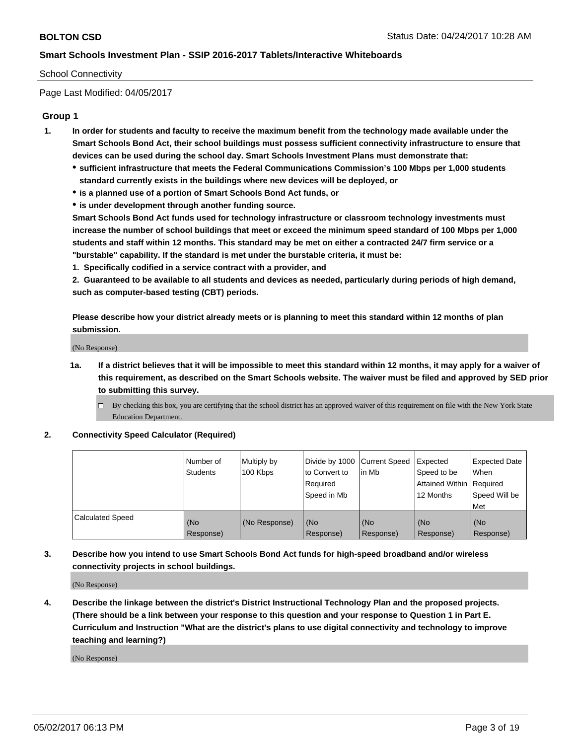School Connectivity

Page Last Modified: 04/05/2017

## Group 1

1. **In order for students and faculty to receive the maximum benefit from the technology made available under the Smart Schools Bond Act, their school buildings must possess sufficient connectivity infrastructure to ensure that devices can be used during the school day. Smart Schools Investment Plans must demonstrate that:**
   - **sufficient infrastructure that meets the Federal Communications Commission's 100 Mbps per 1,000 students standard currently exists in the buildings where new devices will be deployed, or**
   - **is a planned use of a portion of Smart Schools Bond Act funds, or**
   - **is under development through another funding source.**

   **Smart Schools Bond Act funds used for technology infrastructure or classroom technology investments must increase the number of school buildings that meet or exceed the minimum speed standard of 100 Mbps per 1,000 students and staff within 12 months. This standard may be met on either a contracted 24/7 firm service or a "burstable" capability. If the standard is met under the burstable criteria, it must be:**

   **1. Specifically codified in a service contract with a provider, and**

   **2. Guaranteed to be available to all students and devices as needed, particularly during periods of high demand, such as computer-based testing (CBT) periods.**

   **Please describe how your district already meets or is planning to meet this standard within 12 months of plan submission.**

   (No Response)

   1a. **If a district believes that it will be impossible to meet this standard within 12 months, it may apply for a waiver of this requirement, as described on the Smart Schools website. The waiver must be filed and approved by SED prior to submitting this survey.**

   - [ ] By checking this box, you are certifying that the school district has an approved waiver of this requirement on file with the New York State Education Department.

2. **Connectivity Speed Calculator (Required)**

| | Number of Students | Multiply by 100 Kbps | Divide by 1000 to Convert to Required Speed in Mb | Current Speed in Mb | Expected Speed to be Attained Within 12 Months | Expected Date When Required Speed Will be Met |
|---|---|---|---|---|---|---|
| Calculated Speed | (No Response) | (No Response) | (No Response) | (No Response) | (No Response) | (No Response) |

3. **Describe how you intend to use Smart Schools Bond Act funds for high-speed broadband and/or wireless connectivity projects in school buildings.**

   (No Response)

4. **Describe the linkage between the district's District Instructional Technology Plan and the proposed projects. (There should be a link between your response to this question and your response to Question 1 in Part E. Curriculum and Instruction "What are the district's plans to use digital connectivity and technology to improve teaching and learning?)**

   (No Response)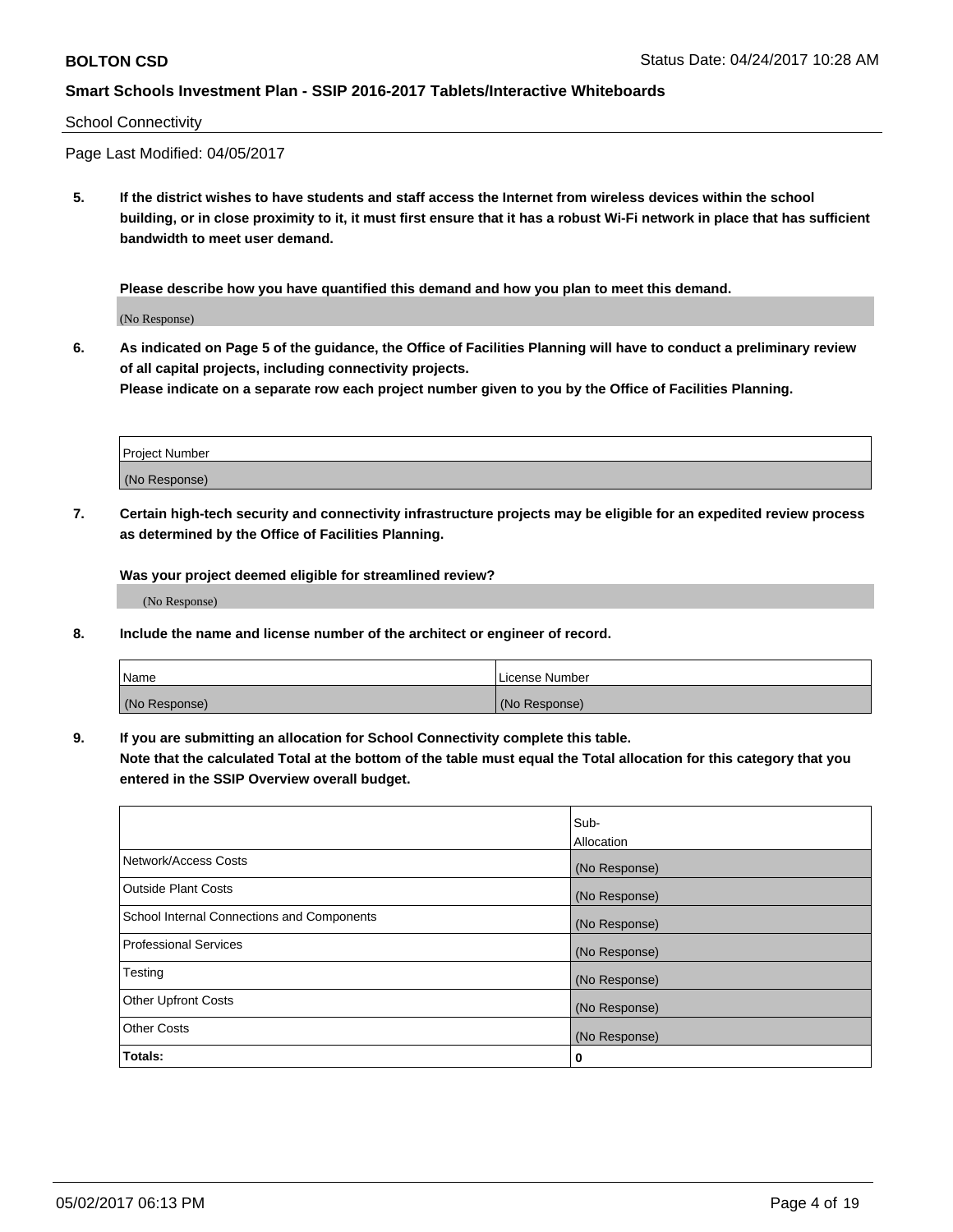School Connectivity

Page Last Modified: 04/05/2017

**5. If the district wishes to have students and staff access the Internet from wireless devices within the school building, or in close proximity to it, it must first ensure that it has a robust Wi-Fi network in place that has sufficient bandwidth to meet user demand.**

**Please describe how you have quantified this demand and how you plan to meet this demand.**

(No Response)

**6. As indicated on Page 5 of the guidance, the Office of Facilities Planning will have to conduct a preliminary review of all capital projects, including connectivity projects.**
**Please indicate on a separate row each project number given to you by the Office of Facilities Planning.**

| Project Number |
|---|
| (No Response) |

**7. Certain high-tech security and connectivity infrastructure projects may be eligible for an expedited review process as determined by the Office of Facilities Planning.**

**Was your project deemed eligible for streamlined review?**

(No Response)

**8. Include the name and license number of the architect or engineer of record.**

| Name | License Number |
|---|---|
| (No Response) | (No Response) |

**9. If you are submitting an allocation for School Connectivity complete this table.**
**Note that the calculated Total at the bottom of the table must equal the Total allocation for this category that you entered in the SSIP Overview overall budget.**

| | Sub-Allocation |
|---|---|
| Network/Access Costs | (No Response) |
| Outside Plant Costs | (No Response) |
| School Internal Connections and Components | (No Response) |
| Professional Services | (No Response) |
| Testing | (No Response) |
| Other Upfront Costs | (No Response) |
| Other Costs | (No Response) |
| **Totals:** | **0** |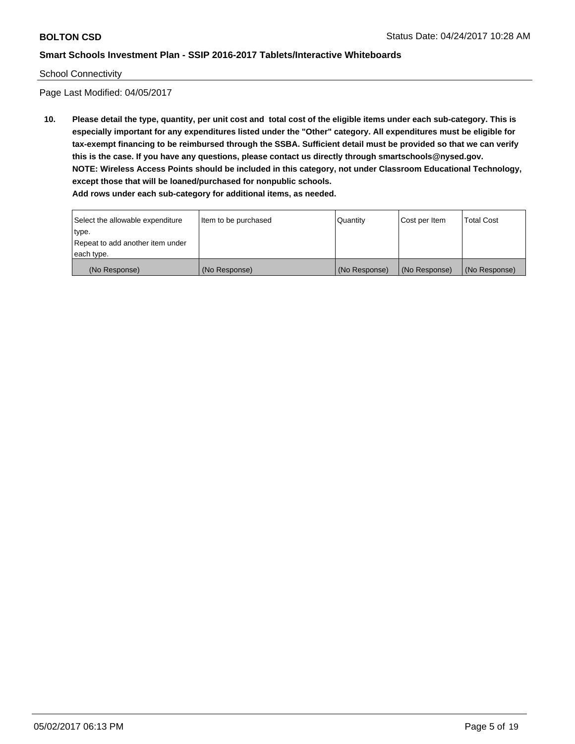School Connectivity

Page Last Modified: 04/05/2017

**10. Please detail the type, quantity, per unit cost and total cost of the eligible items under each sub-category. This is especially important for any expenditures listed under the "Other" category. All expenditures must be eligible for tax-exempt financing to be reimbursed through the SSBA. Sufficient detail must be provided so that we can verify this is the case. If you have any questions, please contact us directly through smartschools@nysed.gov.**
**NOTE: Wireless Access Points should be included in this category, not under Classroom Educational Technology, except those that will be loaned/purchased for nonpublic schools.**
**Add rows under each sub-category for additional items, as needed.**

| Select the allowable expenditure type. Repeat to add another item under each type. | Item to be purchased | Quantity | Cost per Item | Total Cost |
|---|---|---|---|---|
| (No Response) | (No Response) | (No Response) | (No Response) | (No Response) |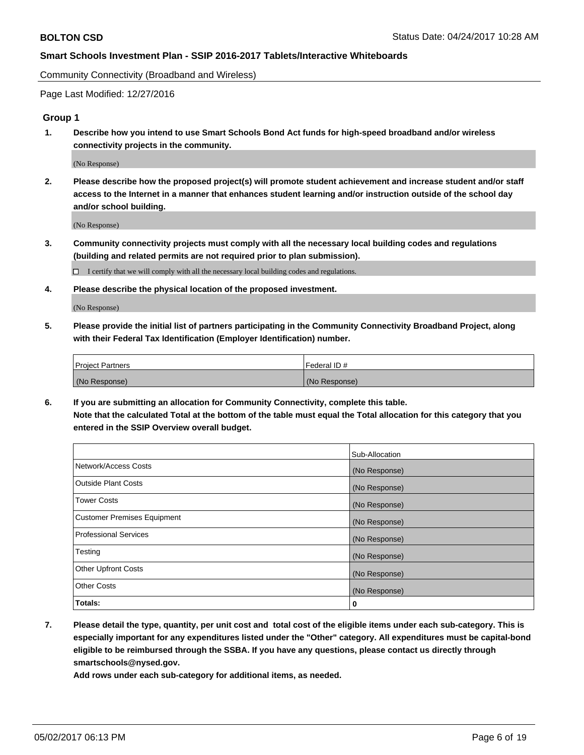Community Connectivity (Broadband and Wireless)

Page Last Modified: 12/27/2016

## Group 1

**1. Describe how you intend to use Smart Schools Bond Act funds for high-speed broadband and/or wireless connectivity projects in the community.**

(No Response)

**2. Please describe how the proposed project(s) will promote student achievement and increase student and/or staff access to the Internet in a manner that enhances student learning and/or instruction outside of the school day and/or school building.**

(No Response)

**3. Community connectivity projects must comply with all the necessary local building codes and regulations (building and related permits are not required prior to plan submission).**

☐ I certify that we will comply with all the necessary local building codes and regulations.

**4. Please describe the physical location of the proposed investment.**

(No Response)

**5. Please provide the initial list of partners participating in the Community Connectivity Broadband Project, along with their Federal Tax Identification (Employer Identification) number.**

| Project Partners | Federal ID # |
|---|---|
| (No Response) | (No Response) |

**6. If you are submitting an allocation for Community Connectivity, complete this table.**
**Note that the calculated Total at the bottom of the table must equal the Total allocation for this category that you entered in the SSIP Overview overall budget.**

| | Sub-Allocation |
|---|---|
| Network/Access Costs | (No Response) |
| Outside Plant Costs | (No Response) |
| Tower Costs | (No Response) |
| Customer Premises Equipment | (No Response) |
| Professional Services | (No Response) |
| Testing | (No Response) |
| Other Upfront Costs | (No Response) |
| Other Costs | (No Response) |
| **Totals:** | **0** |

**7. Please detail the type, quantity, per unit cost and total cost of the eligible items under each sub-category. This is especially important for any expenditures listed under the "Other" category. All expenditures must be capital-bond eligible to be reimbursed through the SSBA. If you have any questions, please contact us directly through smartschools@nysed.gov.**
**Add rows under each sub-category for additional items, as needed.**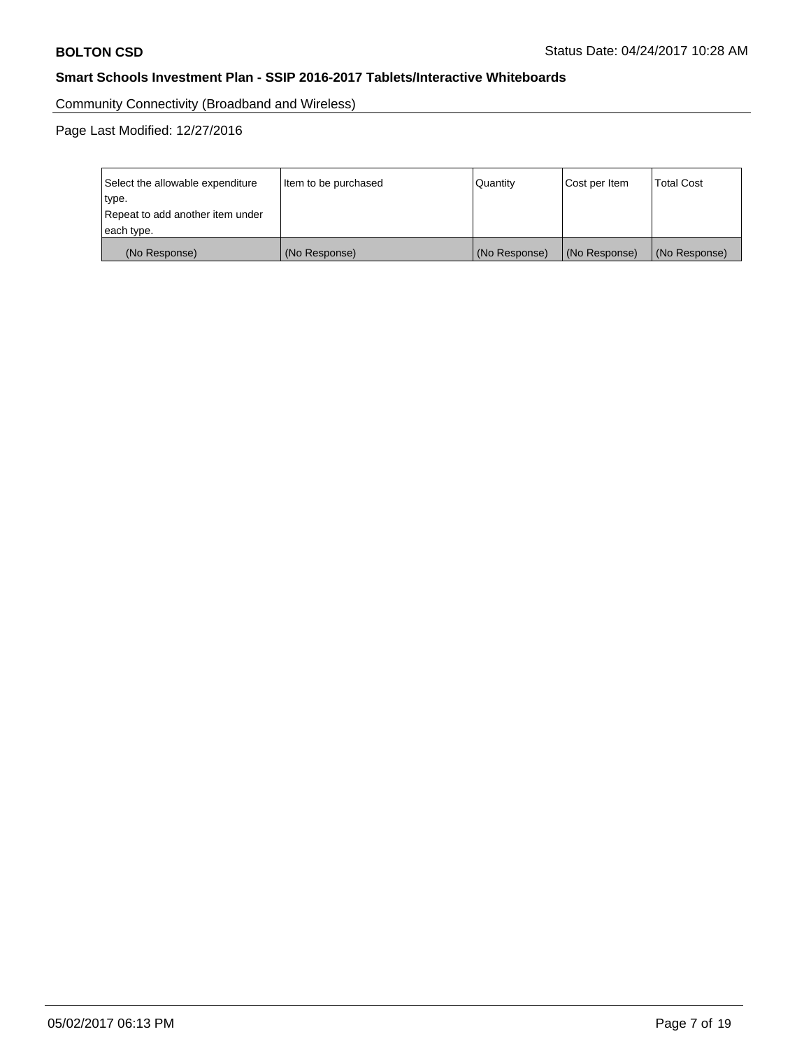Community Connectivity (Broadband and Wireless)

Page Last Modified: 12/27/2016

| Select the allowable expenditure type.<br>Repeat to add another item under each type. | Item to be purchased | Quantity | Cost per Item | Total Cost |
|---|---|---|---|---|
| (No Response) | (No Response) | (No Response) | (No Response) | (No Response) |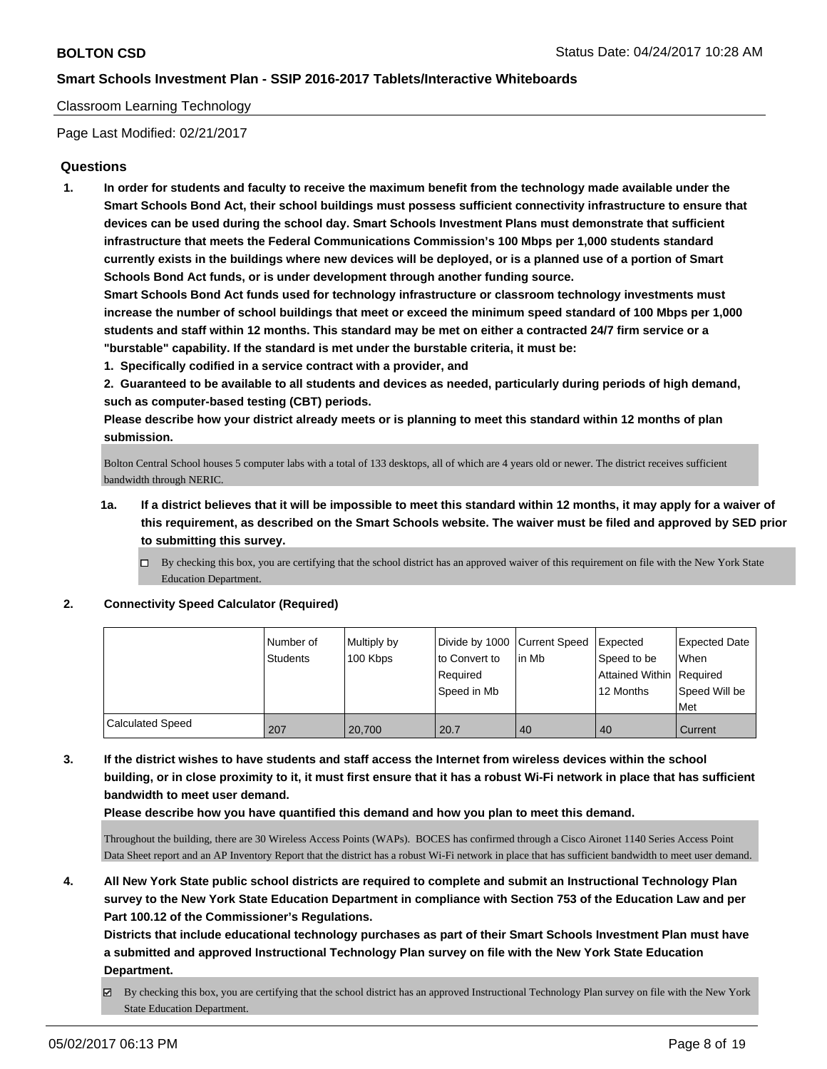Classroom Learning Technology

Page Last Modified: 02/21/2017

## Questions

1. **In order for students and faculty to receive the maximum benefit from the technology made available under the Smart Schools Bond Act, their school buildings must possess sufficient connectivity infrastructure to ensure that devices can be used during the school day. Smart Schools Investment Plans must demonstrate that sufficient infrastructure that meets the Federal Communications Commission's 100 Mbps per 1,000 students standard currently exists in the buildings where new devices will be deployed, or is a planned use of a portion of Smart Schools Bond Act funds, or is under development through another funding source.**
   **Smart Schools Bond Act funds used for technology infrastructure or classroom technology investments must increase the number of school buildings that meet or exceed the minimum speed standard of 100 Mbps per 1,000 students and staff within 12 months. This standard may be met on either a contracted 24/7 firm service or a "burstable" capability. If the standard is met under the burstable criteria, it must be:**
   **1. Specifically codified in a service contract with a provider, and**
   **2. Guaranteed to be available to all students and devices as needed, particularly during periods of high demand, such as computer-based testing (CBT) periods.**
   **Please describe how your district already meets or is planning to meet this standard within 12 months of plan submission.**

   Bolton Central School houses 5 computer labs with a total of 133 desktops, all of which are 4 years old or newer. The district receives sufficient bandwidth through NERIC.

   **1a. If a district believes that it will be impossible to meet this standard within 12 months, it may apply for a waiver of this requirement, as described on the Smart Schools website. The waiver must be filed and approved by SED prior to submitting this survey.**

   ☐ By checking this box, you are certifying that the school district has an approved waiver of this requirement on file with the New York State Education Department.

2. **Connectivity Speed Calculator (Required)**

| | Number of Students | Multiply by 100 Kbps | Divide by 1000 to Convert to Required Speed in Mb | Current Speed in Mb | Expected Speed to be Attained Within 12 Months | Expected Date When Required Speed Will be Met |
|---|---|---|---|---|---|---|
| Calculated Speed | 207 | 20,700 | 20.7 | 40 | 40 | Current |

3. **If the district wishes to have students and staff access the Internet from wireless devices within the school building, or in close proximity to it, it must first ensure that it has a robust Wi-Fi network in place that has sufficient bandwidth to meet user demand.**
   **Please describe how you have quantified this demand and how you plan to meet this demand.**

   Throughout the building, there are 30 Wireless Access Points (WAPs). BOCES has confirmed through a Cisco Aironet 1140 Series Access Point Data Sheet report and an AP Inventory Report that the district has a robust Wi-Fi network in place that has sufficient bandwidth to meet user demand.

4. **All New York State public school districts are required to complete and submit an Instructional Technology Plan survey to the New York State Education Department in compliance with Section 753 of the Education Law and per Part 100.12 of the Commissioner's Regulations.**
   **Districts that include educational technology purchases as part of their Smart Schools Investment Plan must have a submitted and approved Instructional Technology Plan survey on file with the New York State Education Department.**

   ☑ By checking this box, you are certifying that the school district has an approved Instructional Technology Plan survey on file with the New York State Education Department.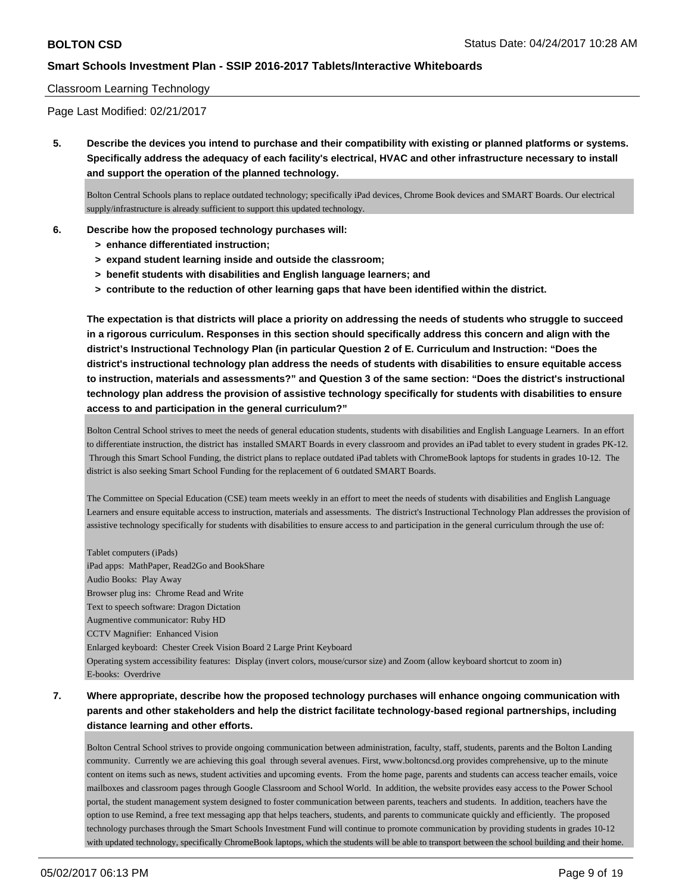Classroom Learning Technology

Page Last Modified: 02/21/2017

**5. Describe the devices you intend to purchase and their compatibility with existing or planned platforms or systems. Specifically address the adequacy of each facility's electrical, HVAC and other infrastructure necessary to install and support the operation of the planned technology.**

Bolton Central Schools plans to replace outdated technology; specifically iPad devices, Chrome Book devices and SMART Boards. Our electrical supply/infrastructure is already sufficient to support this updated technology.

**6. Describe how the proposed technology purchases will:**
- **> enhance differentiated instruction;**
- **> expand student learning inside and outside the classroom;**
- **> benefit students with disabilities and English language learners; and**
- **> contribute to the reduction of other learning gaps that have been identified within the district.**

**The expectation is that districts will place a priority on addressing the needs of students who struggle to succeed in a rigorous curriculum. Responses in this section should specifically address this concern and align with the district's Instructional Technology Plan (in particular Question 2 of E. Curriculum and Instruction: "Does the district's instructional technology plan address the needs of students with disabilities to ensure equitable access to instruction, materials and assessments?" and Question 3 of the same section: "Does the district's instructional technology plan address the provision of assistive technology specifically for students with disabilities to ensure access to and participation in the general curriculum?"**

Bolton Central School strives to meet the needs of general education students, students with disabilities and English Language Learners. In an effort to differentiate instruction, the district has installed SMART Boards in every classroom and provides an iPad tablet to every student in grades PK-12. Through this Smart School Funding, the district plans to replace outdated iPad tablets with ChromeBook laptops for students in grades 10-12. The district is also seeking Smart School Funding for the replacement of 6 outdated SMART Boards.

The Committee on Special Education (CSE) team meets weekly in an effort to meet the needs of students with disabilities and English Language Learners and ensure equitable access to instruction, materials and assessments. The district's Instructional Technology Plan addresses the provision of assistive technology specifically for students with disabilities to ensure access to and participation in the general curriculum through the use of:

Tablet computers (iPads)
iPad apps: MathPaper, Read2Go and BookShare
Audio Books: Play Away
Browser plug ins: Chrome Read and Write
Text to speech software: Dragon Dictation
Augmentive communicator: Ruby HD
CCTV Magnifier: Enhanced Vision
Enlarged keyboard: Chester Creek Vision Board 2 Large Print Keyboard
Operating system accessibility features: Display (invert colors, mouse/cursor size) and Zoom (allow keyboard shortcut to zoom in)
E-books: Overdrive

**7. Where appropriate, describe how the proposed technology purchases will enhance ongoing communication with parents and other stakeholders and help the district facilitate technology-based regional partnerships, including distance learning and other efforts.**

Bolton Central School strives to provide ongoing communication between administration, faculty, staff, students, parents and the Bolton Landing community. Currently we are achieving this goal through several avenues. First, www.boltoncsd.org provides comprehensive, up to the minute content on items such as news, student activities and upcoming events. From the home page, parents and students can access teacher emails, voice mailboxes and classroom pages through Google Classroom and School World. In addition, the website provides easy access to the Power School portal, the student management system designed to foster communication between parents, teachers and students. In addition, teachers have the option to use Remind, a free text messaging app that helps teachers, students, and parents to communicate quickly and efficiently. The proposed technology purchases through the Smart Schools Investment Fund will continue to promote communication by providing students in grades 10-12 with updated technology, specifically ChromeBook laptops, which the students will be able to transport between the school building and their home.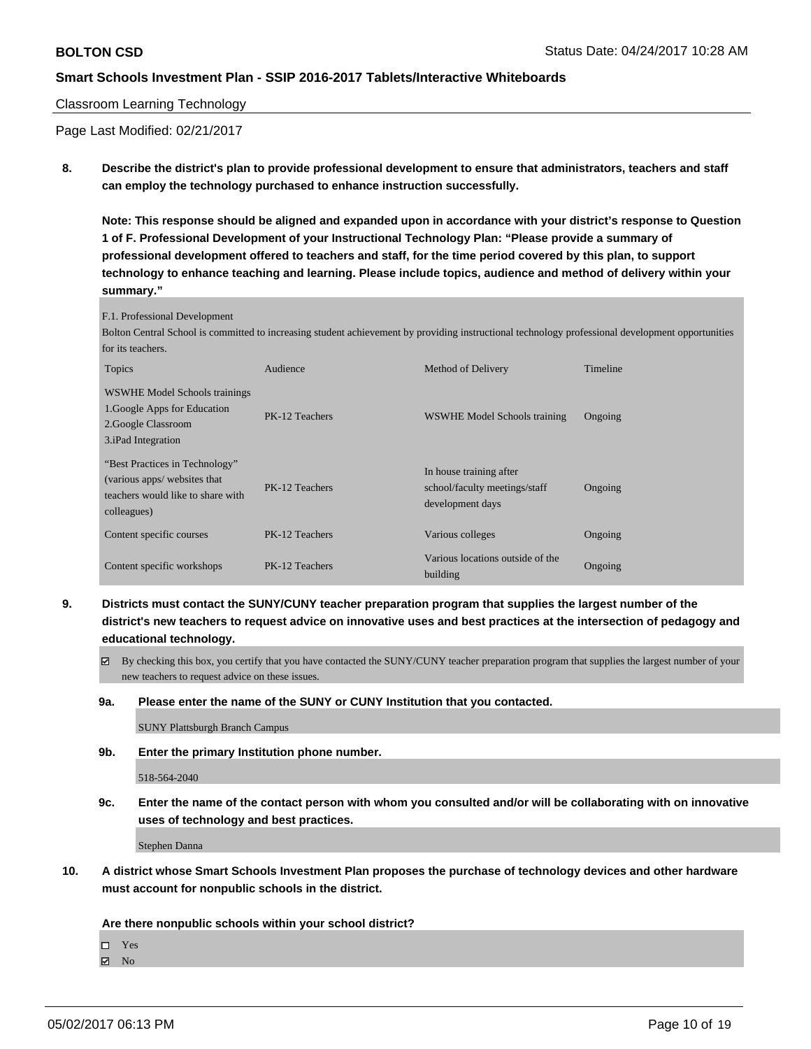Classroom Learning Technology

Page Last Modified: 02/21/2017

**8. Describe the district's plan to provide professional development to ensure that administrators, teachers and staff can employ the technology purchased to enhance instruction successfully.**

**Note: This response should be aligned and expanded upon in accordance with your district's response to Question 1 of F. Professional Development of your Instructional Technology Plan: "Please provide a summary of professional development offered to teachers and staff, for the time period covered by this plan, to support technology to enhance teaching and learning. Please include topics, audience and method of delivery within your summary."**

F.1. Professional Development

Bolton Central School is committed to increasing student achievement by providing instructional technology professional development opportunities for its teachers.

| Topics | Audience | Method of Delivery | Timeline |
|---|---|---|---|
| WSWHE Model Schools trainings 1.Google Apps for Education 2.Google Classroom 3.iPad Integration | PK-12 Teachers | WSWHE Model Schools training | Ongoing |
| "Best Practices in Technology" (various apps/ websites that teachers would like to share with colleagues) | PK-12 Teachers | In house training after school/faculty meetings/staff development days | Ongoing |
| Content specific courses | PK-12 Teachers | Various colleges | Ongoing |
| Content specific workshops | PK-12 Teachers | Various locations outside of the building | Ongoing |

**9. Districts must contact the SUNY/CUNY teacher preparation program that supplies the largest number of the district's new teachers to request advice on innovative uses and best practices at the intersection of pedagogy and educational technology.**

☑ By checking this box, you certify that you have contacted the SUNY/CUNY teacher preparation program that supplies the largest number of your new teachers to request advice on these issues.

**9a. Please enter the name of the SUNY or CUNY Institution that you contacted.**

SUNY Plattsburgh Branch Campus

**9b. Enter the primary Institution phone number.**

518-564-2040

**9c. Enter the name of the contact person with whom you consulted and/or will be collaborating with on innovative uses of technology and best practices.**

Stephen Danna

**10. A district whose Smart Schools Investment Plan proposes the purchase of technology devices and other hardware must account for nonpublic schools in the district.**

**Are there nonpublic schools within your school district?**

☐ Yes
☑ No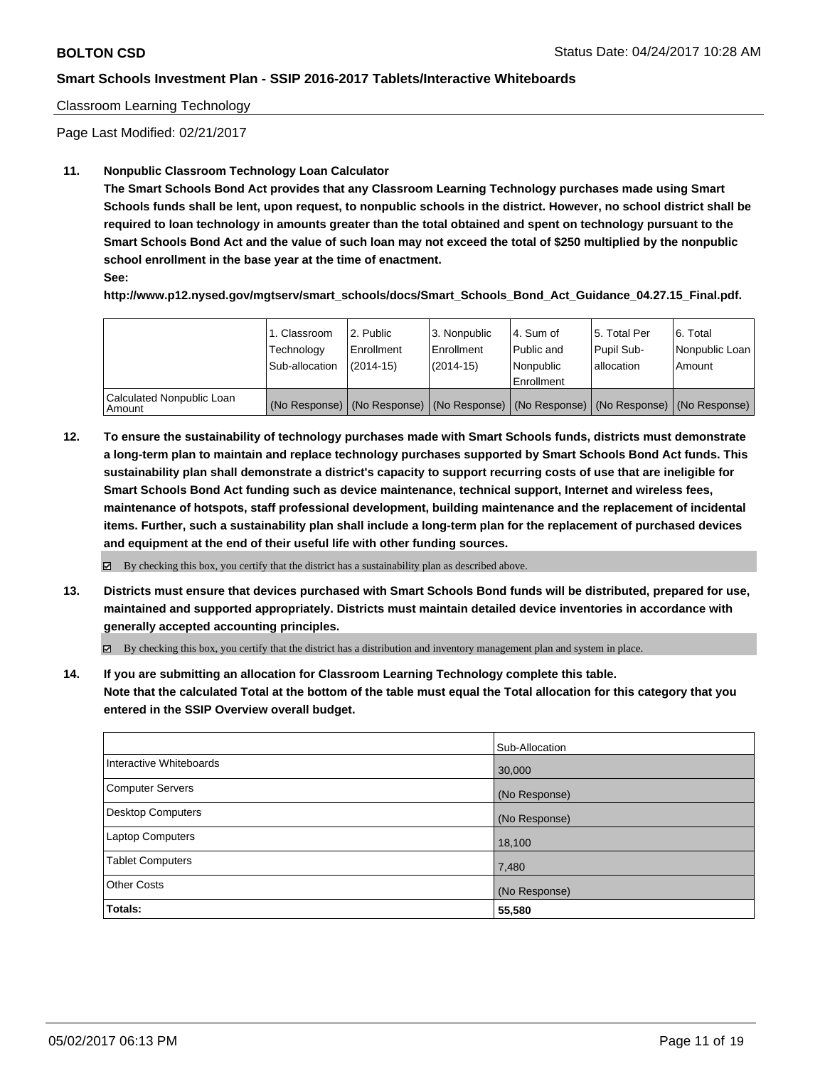Classroom Learning Technology

Page Last Modified: 02/21/2017

**11. Nonpublic Classroom Technology Loan Calculator**

**The Smart Schools Bond Act provides that any Classroom Learning Technology purchases made using Smart Schools funds shall be lent, upon request, to nonpublic schools in the district. However, no school district shall be required to loan technology in amounts greater than the total obtained and spent on technology pursuant to the Smart Schools Bond Act and the value of such loan may not exceed the total of $250 multiplied by the nonpublic school enrollment in the base year at the time of enactment.**

**See:**

**http://www.p12.nysed.gov/mgtserv/smart_schools/docs/Smart_Schools_Bond_Act_Guidance_04.27.15_Final.pdf.**

| | 1. Classroom Technology Sub-allocation | 2. Public Enrollment (2014-15) | 3. Nonpublic Enrollment (2014-15) | 4. Sum of Public and Nonpublic Enrollment | 5. Total Per Pupil Sub-allocation | 6. Total Nonpublic Loan Amount |
|---|---|---|---|---|---|---|
| Calculated Nonpublic Loan Amount | (No Response) | (No Response) | (No Response) | (No Response) | (No Response) | (No Response) |

**12. To ensure the sustainability of technology purchases made with Smart Schools funds, districts must demonstrate a long-term plan to maintain and replace technology purchases supported by Smart Schools Bond Act funds. This sustainability plan shall demonstrate a district's capacity to support recurring costs of use that are ineligible for Smart Schools Bond Act funding such as device maintenance, technical support, Internet and wireless fees, maintenance of hotspots, staff professional development, building maintenance and the replacement of incidental items. Further, such a sustainability plan shall include a long-term plan for the replacement of purchased devices and equipment at the end of their useful life with other funding sources.**

☑ By checking this box, you certify that the district has a sustainability plan as described above.

**13. Districts must ensure that devices purchased with Smart Schools Bond funds will be distributed, prepared for use, maintained and supported appropriately. Districts must maintain detailed device inventories in accordance with generally accepted accounting principles.**

☑ By checking this box, you certify that the district has a distribution and inventory management plan and system in place.

**14. If you are submitting an allocation for Classroom Learning Technology complete this table. Note that the calculated Total at the bottom of the table must equal the Total allocation for this category that you entered in the SSIP Overview overall budget.**

| | Sub-Allocation |
|---|---|
| Interactive Whiteboards | 30,000 |
| Computer Servers | (No Response) |
| Desktop Computers | (No Response) |
| Laptop Computers | 18,100 |
| Tablet Computers | 7,480 |
| Other Costs | (No Response) |
| **Totals:** | **55,580** |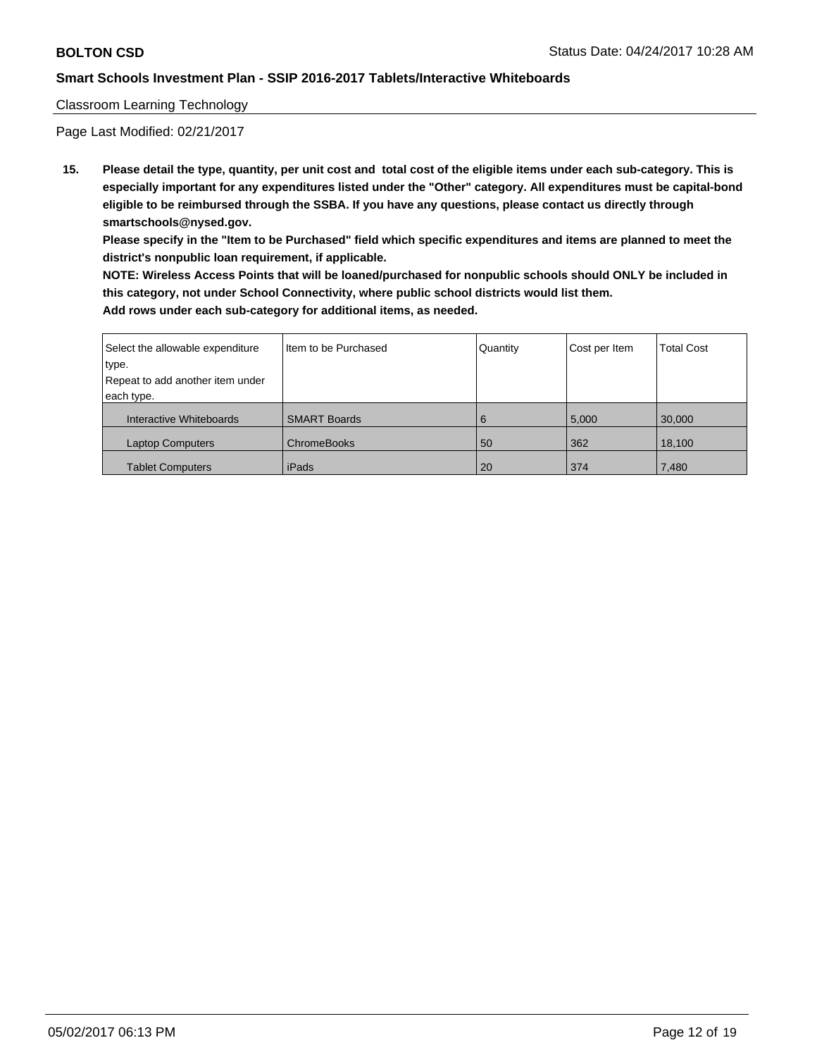Classroom Learning Technology

Page Last Modified: 02/21/2017

**15. Please detail the type, quantity, per unit cost and total cost of the eligible items under each sub-category. This is especially important for any expenditures listed under the "Other" category. All expenditures must be capital-bond eligible to be reimbursed through the SSBA. If you have any questions, please contact us directly through smartschools@nysed.gov.**

**Please specify in the "Item to be Purchased" field which specific expenditures and items are planned to meet the district's nonpublic loan requirement, if applicable.**

**NOTE: Wireless Access Points that will be loaned/purchased for nonpublic schools should ONLY be included in this category, not under School Connectivity, where public school districts would list them.**

**Add rows under each sub-category for additional items, as needed.**

| Select the allowable expenditure type. Repeat to add another item under each type. | Item to be Purchased | Quantity | Cost per Item | Total Cost |
|---|---|---|---|---|
| Interactive Whiteboards | SMART Boards | 6 | 5,000 | 30,000 |
| Laptop Computers | ChromeBooks | 50 | 362 | 18,100 |
| Tablet Computers | iPads | 20 | 374 | 7,480 |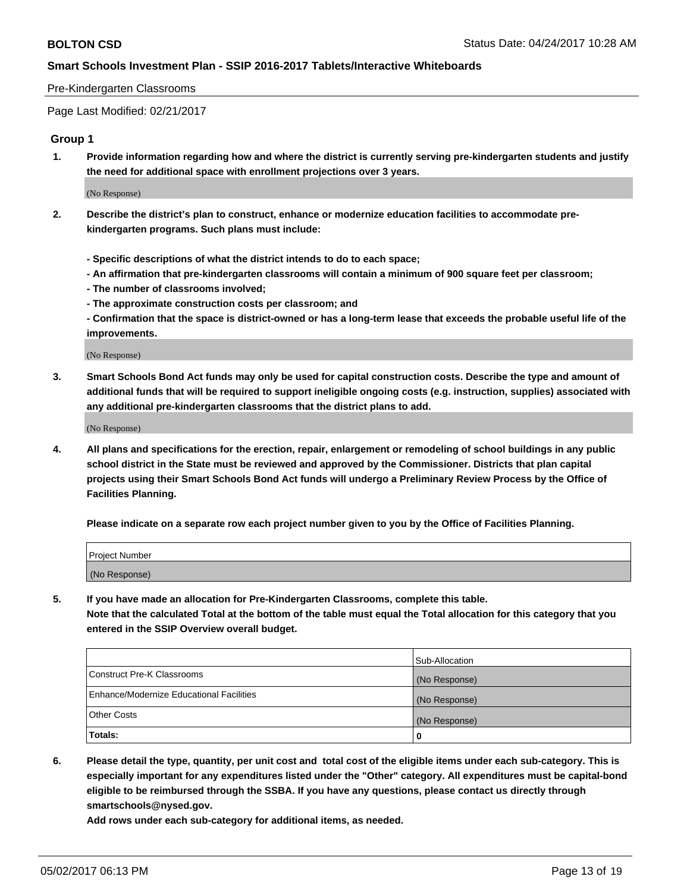Pre-Kindergarten Classrooms

Page Last Modified: 02/21/2017

### Group 1

**1. Provide information regarding how and where the district is currently serving pre-kindergarten students and justify the need for additional space with enrollment projections over 3 years.**

(No Response)

**2. Describe the district's plan to construct, enhance or modernize education facilities to accommodate pre-kindergarten programs. Such plans must include:**

**- Specific descriptions of what the district intends to do to each space;**
**- An affirmation that pre-kindergarten classrooms will contain a minimum of 900 square feet per classroom;**
**- The number of classrooms involved;**
**- The approximate construction costs per classroom; and**
**- Confirmation that the space is district-owned or has a long-term lease that exceeds the probable useful life of the improvements.**

(No Response)

**3. Smart Schools Bond Act funds may only be used for capital construction costs. Describe the type and amount of additional funds that will be required to support ineligible ongoing costs (e.g. instruction, supplies) associated with any additional pre-kindergarten classrooms that the district plans to add.**

(No Response)

**4. All plans and specifications for the erection, repair, enlargement or remodeling of school buildings in any public school district in the State must be reviewed and approved by the Commissioner. Districts that plan capital projects using their Smart Schools Bond Act funds will undergo a Preliminary Review Process by the Office of Facilities Planning.**

**Please indicate on a separate row each project number given to you by the Office of Facilities Planning.**

| Project Number |
| --- |
| (No Response) |

**5. If you have made an allocation for Pre-Kindergarten Classrooms, complete this table.**
**Note that the calculated Total at the bottom of the table must equal the Total allocation for this category that you entered in the SSIP Overview overall budget.**

| | Sub-Allocation |
| --- | --- |
| Construct Pre-K Classrooms | (No Response) |
| Enhance/Modernize Educational Facilities | (No Response) |
| Other Costs | (No Response) |
| **Totals:** | **0** |

**6. Please detail the type, quantity, per unit cost and total cost of the eligible items under each sub-category. This is especially important for any expenditures listed under the "Other" category. All expenditures must be capital-bond eligible to be reimbursed through the SSBA. If you have any questions, please contact us directly through smartschools@nysed.gov.**
**Add rows under each sub-category for additional items, as needed.**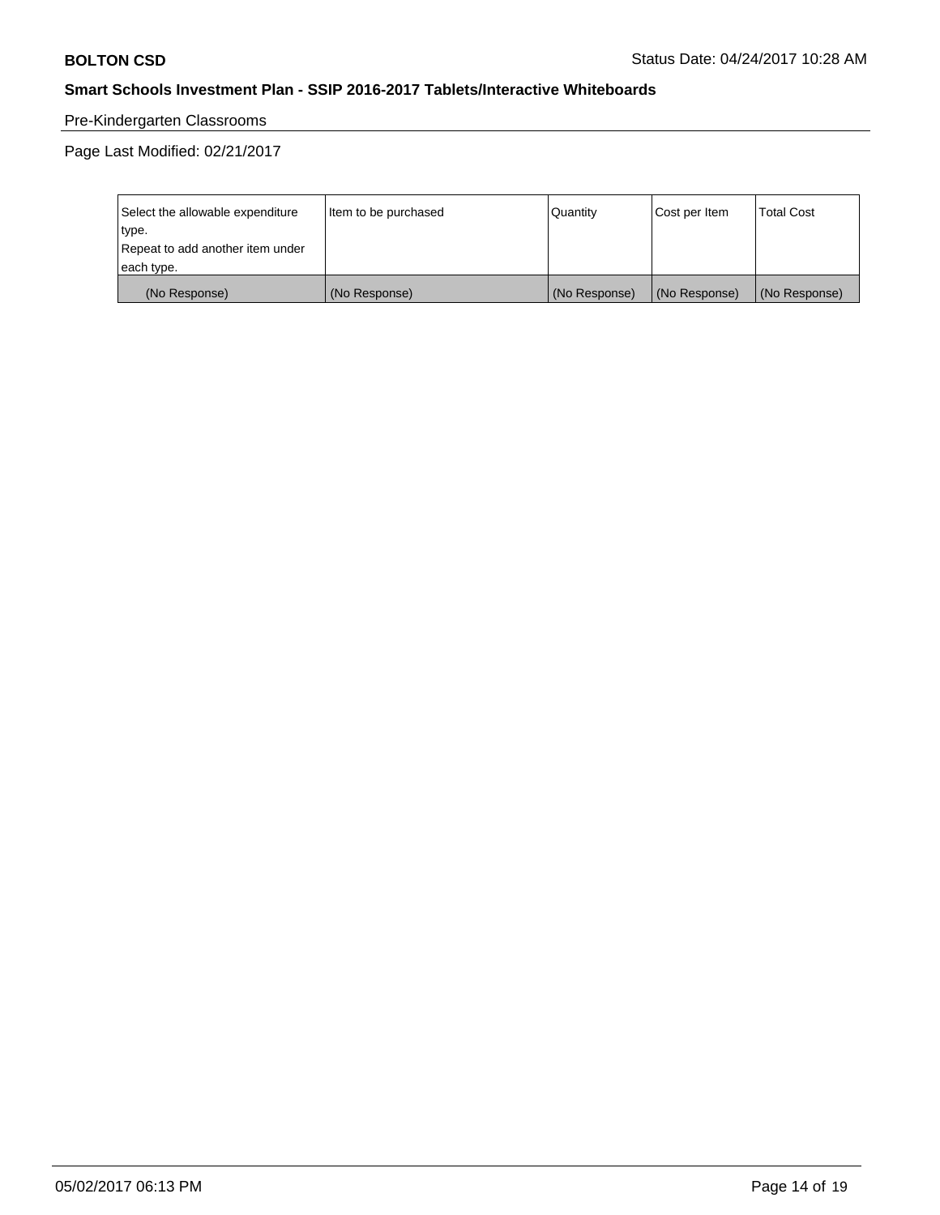Pre-Kindergarten Classrooms

Page Last Modified: 02/21/2017

| Select the allowable expenditure type.<br>Repeat to add another item under each type. | Item to be purchased | Quantity | Cost per Item | Total Cost |
|---|---|---|---|---|
| (No Response) | (No Response) | (No Response) | (No Response) | (No Response) |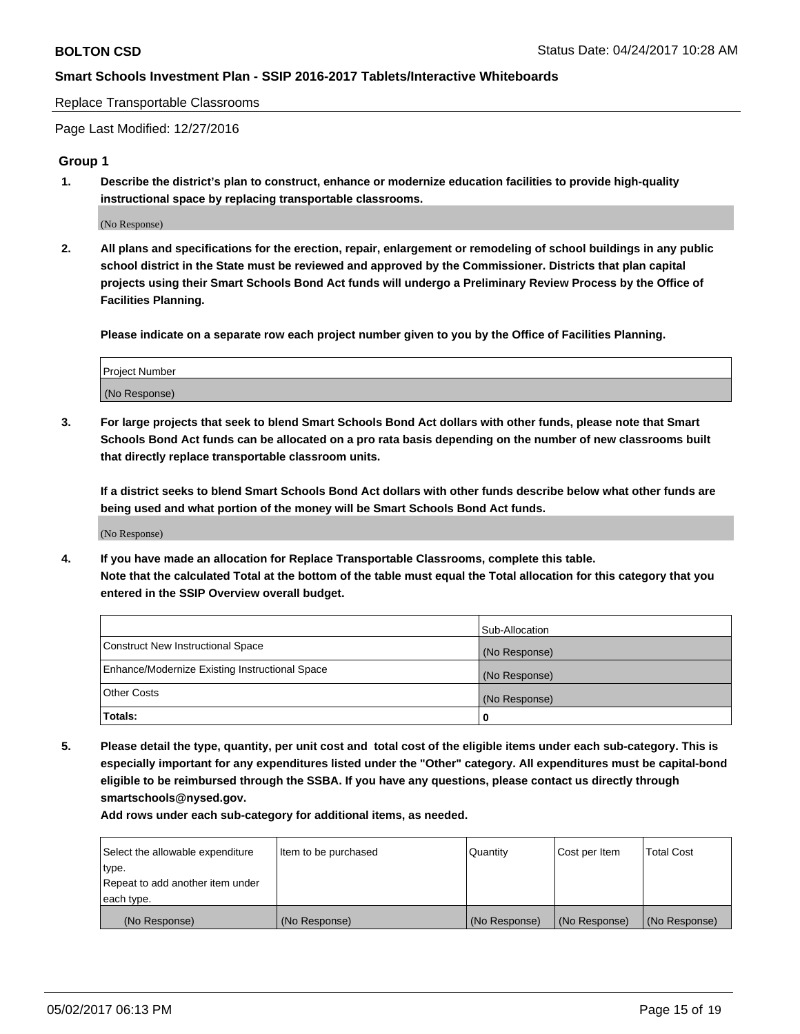Replace Transportable Classrooms

Page Last Modified: 12/27/2016

## Group 1

**1. Describe the district's plan to construct, enhance or modernize education facilities to provide high-quality instructional space by replacing transportable classrooms.**

(No Response)

**2. All plans and specifications for the erection, repair, enlargement or remodeling of school buildings in any public school district in the State must be reviewed and approved by the Commissioner. Districts that plan capital projects using their Smart Schools Bond Act funds will undergo a Preliminary Review Process by the Office of Facilities Planning.**

**Please indicate on a separate row each project number given to you by the Office of Facilities Planning.**

| Project Number |
|---|
| (No Response) |

**3. For large projects that seek to blend Smart Schools Bond Act dollars with other funds, please note that Smart Schools Bond Act funds can be allocated on a pro rata basis depending on the number of new classrooms built that directly replace transportable classroom units.**

**If a district seeks to blend Smart Schools Bond Act dollars with other funds describe below what other funds are being used and what portion of the money will be Smart Schools Bond Act funds.**

(No Response)

**4. If you have made an allocation for Replace Transportable Classrooms, complete this table. Note that the calculated Total at the bottom of the table must equal the Total allocation for this category that you entered in the SSIP Overview overall budget.**

| | Sub-Allocation |
|---|---|
| Construct New Instructional Space | (No Response) |
| Enhance/Modernize Existing Instructional Space | (No Response) |
| Other Costs | (No Response) |
| **Totals:** | **0** |

**5. Please detail the type, quantity, per unit cost and total cost of the eligible items under each sub-category. This is especially important for any expenditures listed under the "Other" category. All expenditures must be capital-bond eligible to be reimbursed through the SSBA. If you have any questions, please contact us directly through smartschools@nysed.gov.**

**Add rows under each sub-category for additional items, as needed.**

| Select the allowable expenditure type. Repeat to add another item under each type. | Item to be purchased | Quantity | Cost per Item | Total Cost |
|---|---|---|---|---|
| (No Response) | (No Response) | (No Response) | (No Response) | (No Response) |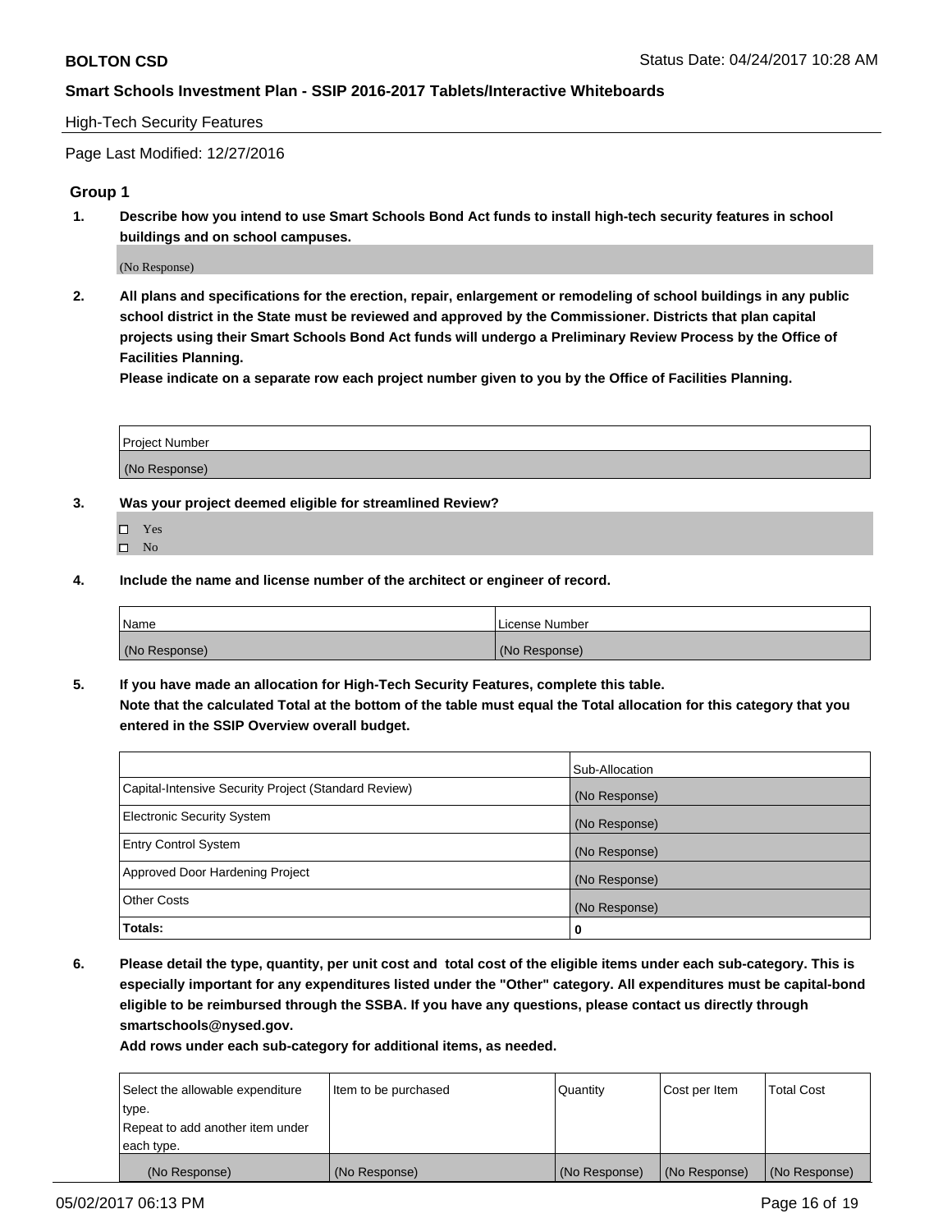High-Tech Security Features

Page Last Modified: 12/27/2016

## Group 1

**1. Describe how you intend to use Smart Schools Bond Act funds to install high-tech security features in school buildings and on school campuses.**

(No Response)

**2. All plans and specifications for the erection, repair, enlargement or remodeling of school buildings in any public school district in the State must be reviewed and approved by the Commissioner. Districts that plan capital projects using their Smart Schools Bond Act funds will undergo a Preliminary Review Process by the Office of Facilities Planning.**

**Please indicate on a separate row each project number given to you by the Office of Facilities Planning.**

| Project Number |
| --- |
| (No Response) |

**3. Was your project deemed eligible for streamlined Review?**

☐ Yes
☐ No

**4. Include the name and license number of the architect or engineer of record.**

| Name | License Number |
| --- | --- |
| (No Response) | (No Response) |

**5. If you have made an allocation for High-Tech Security Features, complete this table.**
**Note that the calculated Total at the bottom of the table must equal the Total allocation for this category that you entered in the SSIP Overview overall budget.**

| | Sub-Allocation |
| --- | --- |
| Capital-Intensive Security Project (Standard Review) | (No Response) |
| Electronic Security System | (No Response) |
| Entry Control System | (No Response) |
| Approved Door Hardening Project | (No Response) |
| Other Costs | (No Response) |
| **Totals:** | **0** |

**6. Please detail the type, quantity, per unit cost and total cost of the eligible items under each sub-category. This is especially important for any expenditures listed under the "Other" category. All expenditures must be capital-bond eligible to be reimbursed through the SSBA. If you have any questions, please contact us directly through smartschools@nysed.gov.**

**Add rows under each sub-category for additional items, as needed.**

| Select the allowable expenditure type. Repeat to add another item under each type. | Item to be purchased | Quantity | Cost per Item | Total Cost |
| --- | --- | --- | --- | --- |
| (No Response) | (No Response) | (No Response) | (No Response) | (No Response) |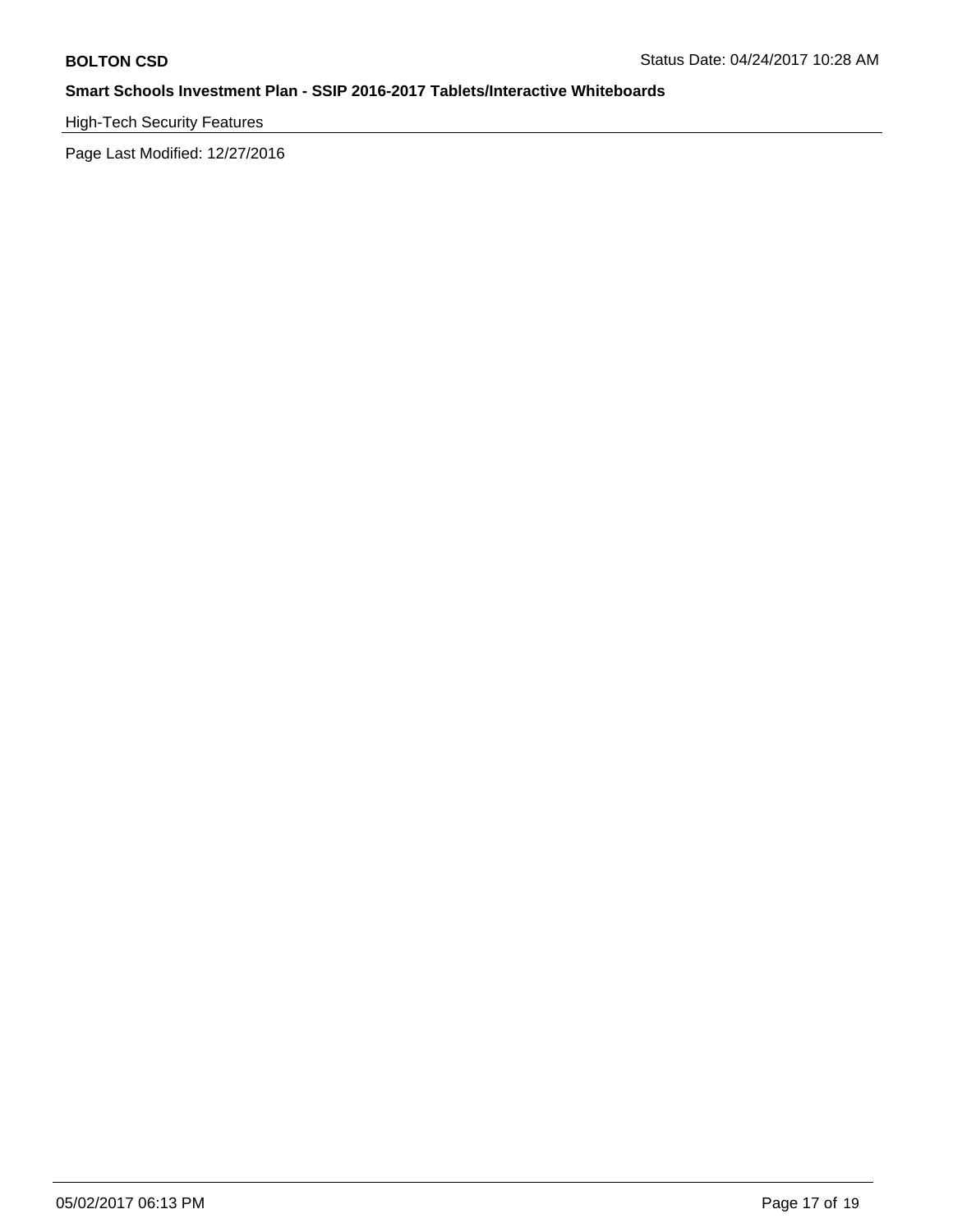**BOLTON CSD**

Status Date: 04/24/2017 10:28 AM

**Smart Schools Investment Plan - SSIP 2016-2017 Tablets/Interactive Whiteboards**

High-Tech Security Features

Page Last Modified: 12/27/2016